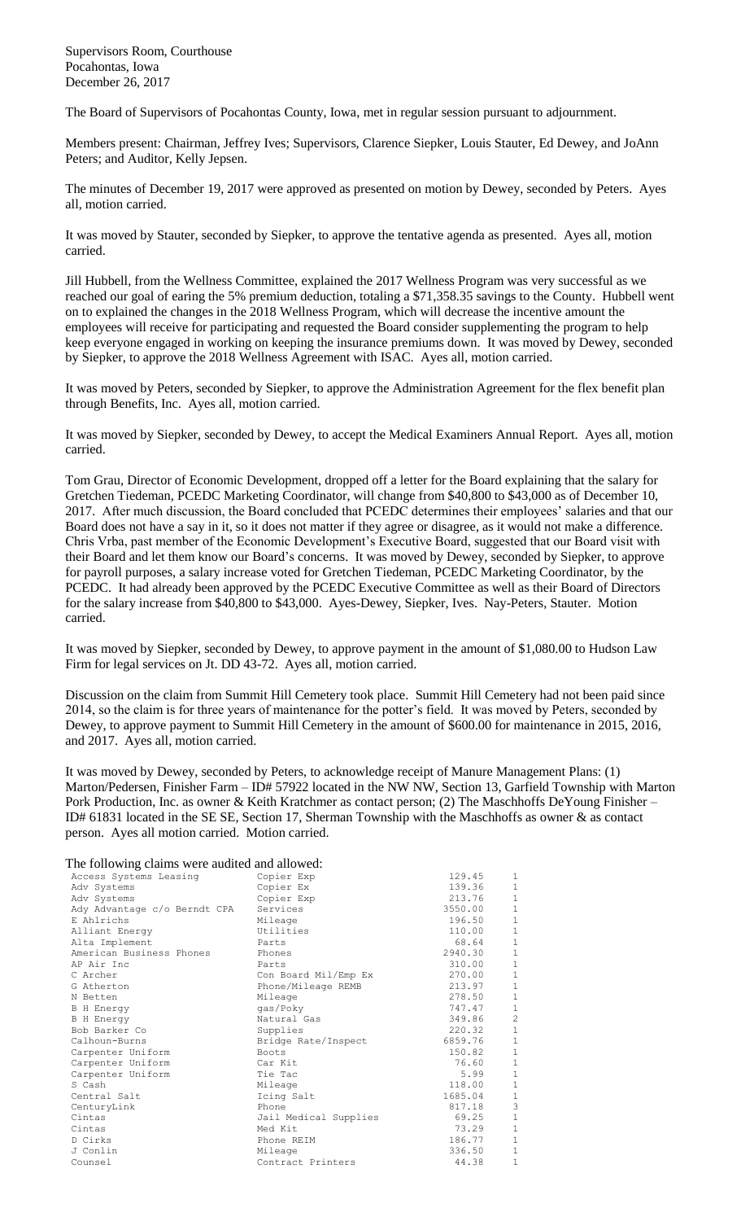Supervisors Room, Courthouse
Pocahontas, Iowa
December 26, 2017

The Board of Supervisors of Pocahontas County, Iowa, met in regular session pursuant to adjournment.

Members present: Chairman, Jeffrey Ives; Supervisors, Clarence Siepker, Louis Stauter, Ed Dewey, and JoAnn Peters; and Auditor, Kelly Jepsen.

The minutes of December 19, 2017 were approved as presented on motion by Dewey, seconded by Peters. Ayes all, motion carried.

It was moved by Stauter, seconded by Siepker, to approve the tentative agenda as presented. Ayes all, motion carried.

Jill Hubbell, from the Wellness Committee, explained the 2017 Wellness Program was very successful as we reached our goal of earing the 5% premium deduction, totaling a $71,358.35 savings to the County. Hubbell went on to explained the changes in the 2018 Wellness Program, which will decrease the incentive amount the employees will receive for participating and requested the Board consider supplementing the program to help keep everyone engaged in working on keeping the insurance premiums down. It was moved by Dewey, seconded by Siepker, to approve the 2018 Wellness Agreement with ISAC. Ayes all, motion carried.

It was moved by Peters, seconded by Siepker, to approve the Administration Agreement for the flex benefit plan through Benefits, Inc. Ayes all, motion carried.

It was moved by Siepker, seconded by Dewey, to accept the Medical Examiners Annual Report. Ayes all, motion carried.

Tom Grau, Director of Economic Development, dropped off a letter for the Board explaining that the salary for Gretchen Tiedeman, PCEDC Marketing Coordinator, will change from $40,800 to $43,000 as of December 10, 2017. After much discussion, the Board concluded that PCEDC determines their employees' salaries and that our Board does not have a say in it, so it does not matter if they agree or disagree, as it would not make a difference. Chris Vrba, past member of the Economic Development's Executive Board, suggested that our Board visit with their Board and let them know our Board's concerns. It was moved by Dewey, seconded by Siepker, to approve for payroll purposes, a salary increase voted for Gretchen Tiedeman, PCEDC Marketing Coordinator, by the PCEDC. It had already been approved by the PCEDC Executive Committee as well as their Board of Directors for the salary increase from $40,800 to $43,000. Ayes-Dewey, Siepker, Ives. Nay-Peters, Stauter. Motion carried.

It was moved by Siepker, seconded by Dewey, to approve payment in the amount of $1,080.00 to Hudson Law Firm for legal services on Jt. DD 43-72. Ayes all, motion carried.

Discussion on the claim from Summit Hill Cemetery took place. Summit Hill Cemetery had not been paid since 2014, so the claim is for three years of maintenance for the potter's field. It was moved by Peters, seconded by Dewey, to approve payment to Summit Hill Cemetery in the amount of $600.00 for maintenance in 2015, 2016, and 2017. Ayes all, motion carried.

It was moved by Dewey, seconded by Peters, to acknowledge receipt of Manure Management Plans: (1) Marton/Pedersen, Finisher Farm – ID# 57922 located in the NW NW, Section 13, Garfield Township with Marton Pork Production, Inc. as owner & Keith Kratchmer as contact person; (2) The Maschhoffs DeYoung Finisher – ID# 61831 located in the SE SE, Section 17, Sherman Township with the Maschhoffs as owner & as contact person. Ayes all motion carried. Motion carried.

The following claims were audited and allowed:

| | | | |
|---|---|---|---|
| Access Systems Leasing | Copier Exp | 129.45 | 1 |
| Adv Systems | Copier Ex | 139.36 | 1 |
| Adv Systems | Copier Exp | 213.76 | 1 |
| Ady Advantage c/o Berndt CPA | Services | 3550.00 | 1 |
| E Ahlrichs | Mileage | 196.50 | 1 |
| Alliant Energy | Utilities | 110.00 | 1 |
| Alta Implement | Parts | 68.64 | 1 |
| American Business Phones | Phones | 2940.30 | 1 |
| AP Air Inc | Parts | 310.00 | 1 |
| C Archer | Con Board Mil/Emp Ex | 270.00 | 1 |
| G Atherton | Phone/Mileage REMB | 213.97 | 1 |
| N Betten | Mileage | 278.50 | 1 |
| B H Energy | gas/Poky | 747.47 | 1 |
| B H Energy | Natural Gas | 349.86 | 2 |
| Bob Barker Co | Supplies | 220.32 | 1 |
| Calhoun-Burns | Bridge Rate/Inspect | 6859.76 | 1 |
| Carpenter Uniform | Boots | 150.82 | 1 |
| Carpenter Uniform | Car Kit | 76.60 | 1 |
| Carpenter Uniform | Tie Tac | 5.99 | 1 |
| S Cash | Mileage | 118.00 | 1 |
| Central Salt | Icing Salt | 1685.04 | 1 |
| CenturyLink | Phone | 817.18 | 3 |
| Cintas | Jail Medical Supplies | 69.25 | 1 |
| Cintas | Med Kit | 73.29 | 1 |
| D Cirks | Phone REIM | 186.77 | 1 |
| J Conlin | Mileage | 336.50 | 1 |
| Counsel | Contract Printers | 44.38 | 1 |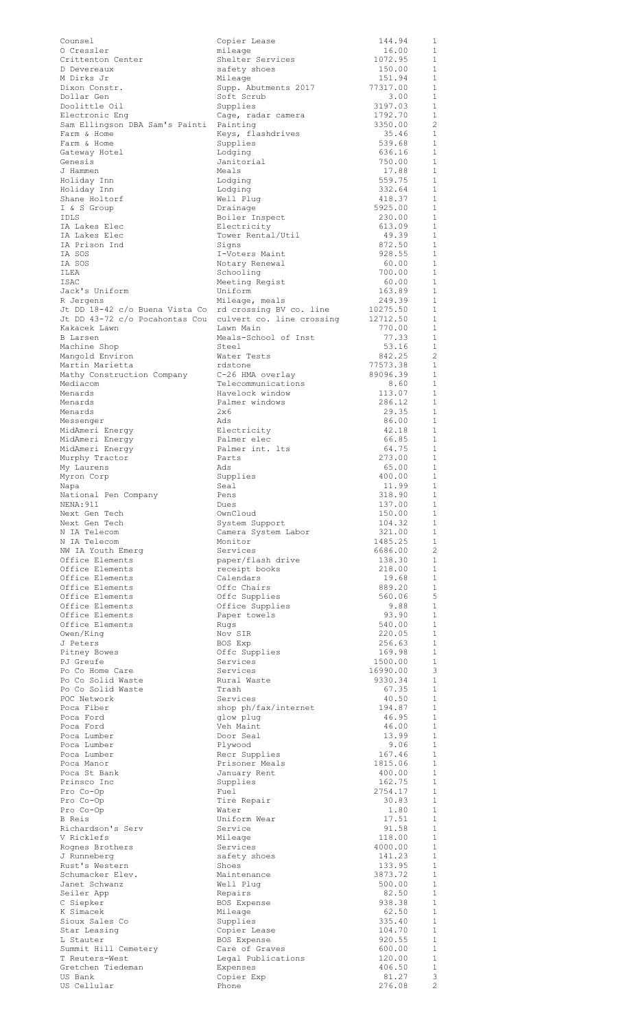| | | | |
|---|---|---|---|
| Counsel | Copier Lease | 144.94 | 1 |
| O Cressler | mileage | 16.00 | 1 |
| Crittenton Center | Shelter Services | 1072.95 | 1 |
| D Devereaux | safety shoes | 150.00 | 1 |
| M Dirks Jr | Mileage | 151.94 | 1 |
| Dixon Constr. | Supp. Abutments 2017 | 77317.00 | 1 |
| Dollar Gen | Soft Scrub | 3.00 | 1 |
| Doolittle Oil | Supplies | 3197.03 | 1 |
| Electronic Eng | Cage, radar camera | 1792.70 | 1 |
| Sam Ellingson DBA Sam's Painti | Painting | 3350.00 | 2 |
| Farm & Home | Keys, flashdrives | 35.46 | 1 |
| Farm & Home | Supplies | 539.68 | 1 |
| Gateway Hotel | Lodging | 636.16 | 1 |
| Genesis | Janitorial | 750.00 | 1 |
| J Hammen | Meals | 17.88 | 1 |
| Holiday Inn | Lodging | 559.75 | 1 |
| Holiday Inn | Lodging | 332.64 | 1 |
| Shane Holtorf | Well Plug | 418.37 | 1 |
| I & S Group | Drainage | 5925.00 | 1 |
| IDLS | Boiler Inspect | 230.00 | 1 |
| IA Lakes Elec | Electricity | 613.09 | 1 |
| IA Lakes Elec | Tower Rental/Util | 49.39 | 1 |
| IA Prison Ind | Signs | 872.50 | 1 |
| IA SOS | I-Voters Maint | 928.55 | 1 |
| IA SOS | Notary Renewal | 60.00 | 1 |
| ILEA | Schooling | 700.00 | 1 |
| ISAC | Meeting Regist | 60.00 | 1 |
| Jack's Uniform | Uniform | 163.89 | 1 |
| R Jergens | Mileage, meals | 249.39 | 1 |
| Jt DD 18-42 c/o Buena Vista Co | rd crossing BV co. line | 10275.50 | 1 |
| Jt DD 43-72 c/o Pocahontas Cou | culvert co. line crossing | 12712.50 | 1 |
| Kakacek Lawn | Lawn Main | 770.00 | 1 |
| B Larsen | Meals-School of Inst | 77.33 | 1 |
| Machine Shop | Steel | 53.16 | 1 |
| Mangold Environ | Water Tests | 842.25 | 2 |
| Martin Marietta | rdstone | 77573.38 | 1 |
| Mathy Construction Company | C-26 HMA overlay | 89096.39 | 1 |
| Mediacom | Telecommunications | 8.60 | 1 |
| Menards | Havelock window | 113.07 | 1 |
| Menards | Palmer windows | 286.12 | 1 |
| Menards | 2x6 | 29.35 | 1 |
| Messenger | Ads | 86.00 | 1 |
| MidAmeri Energy | Electricity | 42.18 | 1 |
| MidAmeri Energy | Palmer elec | 66.85 | 1 |
| MidAmeri Energy | Palmer int. lts | 64.75 | 1 |
| Murphy Tractor | Parts | 273.00 | 1 |
| My Laurens | Ads | 65.00 | 1 |
| Myron Corp | Supplies | 400.00 | 1 |
| Napa | Seal | 11.99 | 1 |
| National Pen Company | Pens | 318.90 | 1 |
| NENA:911 | Dues | 137.00 | 1 |
| Next Gen Tech | OwnCloud | 150.00 | 1 |
| Next Gen Tech | System Support | 104.32 | 1 |
| N IA Telecom | Camera System Labor | 321.00 | 1 |
| N IA Telecom | Monitor | 1485.25 | 1 |
| NW IA Youth Emerg | Services | 6686.00 | 2 |
| Office Elements | paper/flash drive | 138.30 | 1 |
| Office Elements | receipt books | 218.00 | 1 |
| Office Elements | Calendars | 19.68 | 1 |
| Office Elements | Offc Chairs | 889.20 | 1 |
| Office Elements | Offc Supplies | 560.06 | 5 |
| Office Elements | Office Supplies | 9.88 | 1 |
| Office Elements | Paper towels | 93.90 | 1 |
| Office Elements | Rugs | 540.00 | 1 |
| Owen/King | Nov SIR | 220.05 | 1 |
| J Peters | BOS Exp | 256.63 | 1 |
| Pitney Bowes | Offc Supplies | 169.98 | 1 |
| PJ Greufe | Services | 1500.00 | 1 |
| Po Co Home Care | Services | 16990.00 | 3 |
| Po Co Solid Waste | Rural Waste | 9330.34 | 1 |
| Po Co Solid Waste | Trash | 67.35 | 1 |
| POC Network | Services | 40.50 | 1 |
| Poca Fiber | shop ph/fax/internet | 194.87 | 1 |
| Poca Ford | glow plug | 46.95 | 1 |
| Poca Ford | Veh Maint | 46.00 | 1 |
| Poca Lumber | Door Seal | 13.99 | 1 |
| Poca Lumber | Plywood | 9.06 | 1 |
| Poca Lumber | Recr Supplies | 167.46 | 1 |
| Poca Manor | Prisoner Meals | 1815.06 | 1 |
| Poca St Bank | January Rent | 400.00 | 1 |
| Prinsco Inc | Supplies | 162.75 | 1 |
| Pro Co-Op | Fuel | 2754.17 | 1 |
| Pro Co-Op | Tire Repair | 30.83 | 1 |
| Pro Co-Op | Water | 1.80 | 1 |
| B Reis | Uniform Wear | 17.51 | 1 |
| Richardson's Serv | Service | 91.58 | 1 |
| V Ricklefs | Mileage | 118.00 | 1 |
| Rognes Brothers | Services | 4000.00 | 1 |
| J Runneberg | safety shoes | 141.23 | 1 |
| Rust's Western | Shoes | 133.95 | 1 |
| Schumacker Elev. | Maintenance | 3873.72 | 1 |
| Janet Schwanz | Well Plug | 500.00 | 1 |
| Seiler App | Repairs | 82.50 | 1 |
| C Siepker | BOS Expense | 938.38 | 1 |
| K Simacek | Mileage | 62.50 | 1 |
| Sioux Sales Co | Supplies | 335.40 | 1 |
| Star Leasing | Copier Lease | 104.70 | 1 |
| L Stauter | BOS Expense | 920.55 | 1 |
| Summit Hill Cemetery | Care of Graves | 600.00 | 1 |
| T Reuters-West | Legal Publications | 120.00 | 1 |
| Gretchen Tiedeman | Expenses | 406.50 | 1 |
| US Bank | Copier Exp | 81.27 | 3 |
| US Cellular | Phone | 276.08 | 2 |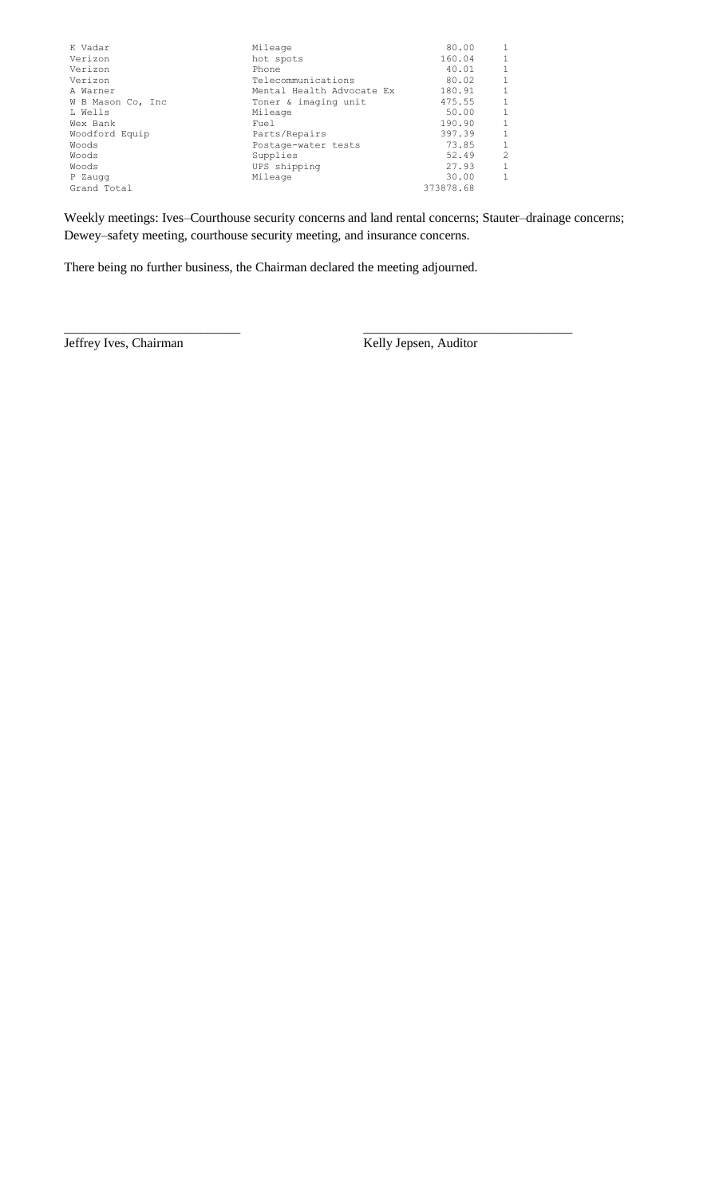| | | | |
|---|---|---|---|
| K Vadar | Mileage | 80.00 | 1 |
| Verizon | hot spots | 160.04 | 1 |
| Verizon | Phone | 40.01 | 1 |
| Verizon | Telecommunications | 80.02 | 1 |
| A Warner | Mental Health Advocate Ex | 180.91 | 1 |
| W B Mason Co, Inc | Toner & imaging unit | 475.55 | 1 |
| L Wells | Mileage | 50.00 | 1 |
| Wex Bank | Fuel | 190.90 | 1 |
| Woodford Equip | Parts/Repairs | 397.39 | 1 |
| Woods | Postage-water tests | 73.85 | 1 |
| Woods | Supplies | 52.49 | 2 |
| Woods | UPS shipping | 27.93 | 1 |
| P Zaugg | Mileage | 30.00 | 1 |
| Grand Total | | 373878.68 | |

Weekly meetings: Ives–Courthouse security concerns and land rental concerns; Stauter–drainage concerns; Dewey–safety meeting, courthouse security meeting, and insurance concerns.

There being no further business, the Chairman declared the meeting adjourned.

\_\_\_\_\_\_\_\_\_\_\_\_\_\_\_\_\_\_\_\_\_\_\_\_\_\_ \_\_\_\_\_\_\_\_\_\_\_\_\_\_\_\_\_\_\_\_\_\_\_\_\_\_\_\_\_\_\_

Jeffrey Ives, Chairman Kelly Jepsen, Auditor